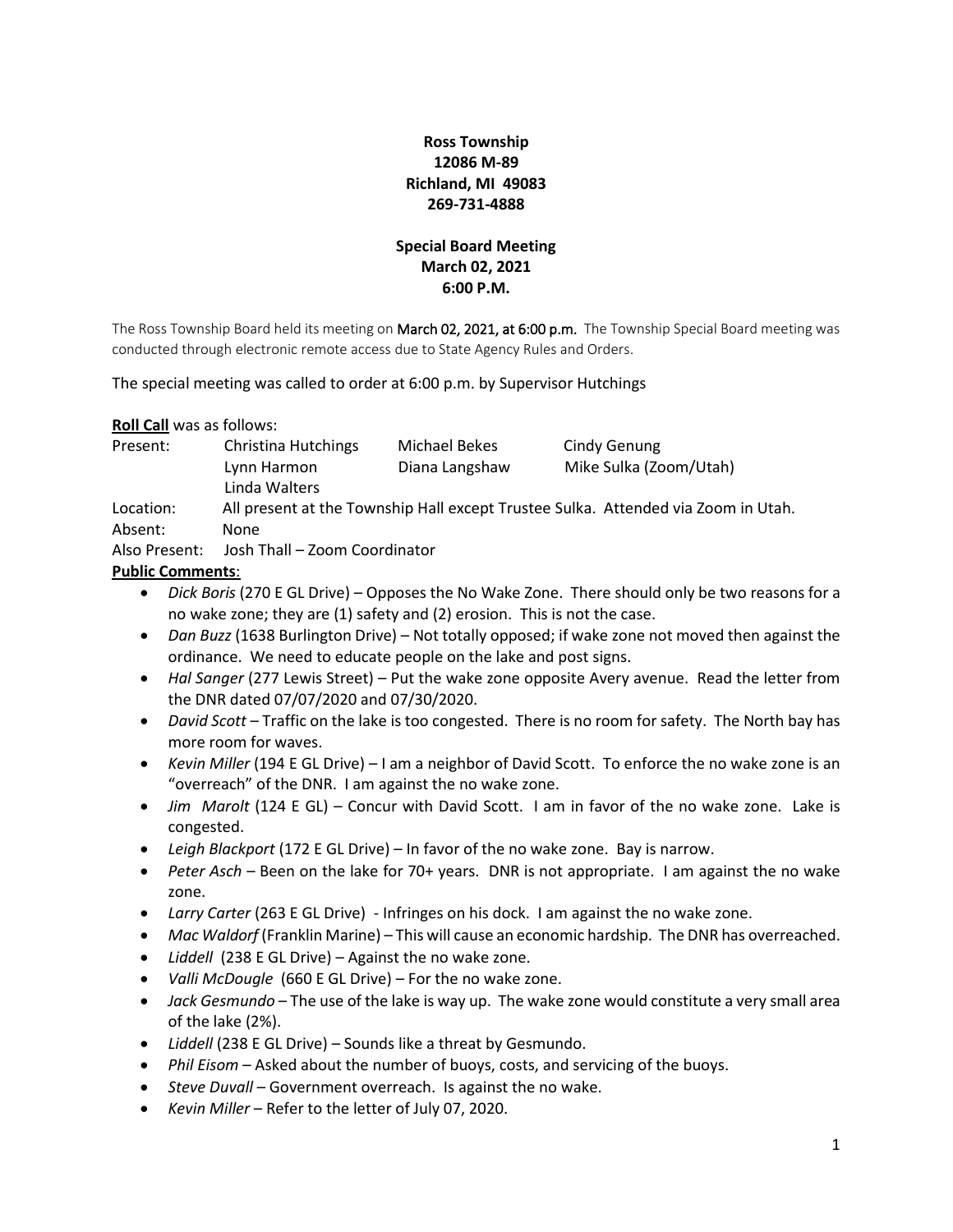**Ross Township**
**12086 M-89**
**Richland, MI 49083**
**269-731-4888**

**Special Board Meeting**
**March 02, 2021**
**6:00 P.M.**

The Ross Township Board held its meeting on March 02, 2021, at 6:00 p.m. The Township Special Board meeting was conducted through electronic remote access due to State Agency Rules and Orders.

The special meeting was called to order at 6:00 p.m. by Supervisor Hutchings

**Roll Call** was as follows:

| | | | |
|---|---|---|---|
| Present: | Christina Hutchings | Michael Bekes | Cindy Genung |
| | Lynn Harmon | Diana Langshaw | Mike Sulka (Zoom/Utah) |
| | Linda Walters | | |

Location: All present at the Township Hall except Trustee Sulka. Attended via Zoom in Utah.
Absent: None
Also Present: Josh Thall – Zoom Coordinator

**Public Comments**:

- *Dick Boris* (270 E GL Drive) – Opposes the No Wake Zone. There should only be two reasons for a no wake zone; they are (1) safety and (2) erosion. This is not the case.
- *Dan Buzz* (1638 Burlington Drive) – Not totally opposed; if wake zone not moved then against the ordinance. We need to educate people on the lake and post signs.
- *Hal Sanger* (277 Lewis Street) – Put the wake zone opposite Avery avenue. Read the letter from the DNR dated 07/07/2020 and 07/30/2020.
- *David Scott* – Traffic on the lake is too congested. There is no room for safety. The North bay has more room for waves.
- *Kevin Miller* (194 E GL Drive) – I am a neighbor of David Scott. To enforce the no wake zone is an "overreach" of the DNR. I am against the no wake zone.
- *Jim Marolt* (124 E GL) – Concur with David Scott. I am in favor of the no wake zone. Lake is congested.
- *Leigh Blackport* (172 E GL Drive) – In favor of the no wake zone. Bay is narrow.
- *Peter Asch* – Been on the lake for 70+ years. DNR is not appropriate. I am against the no wake zone.
- *Larry Carter* (263 E GL Drive) - Infringes on his dock. I am against the no wake zone.
- *Mac Waldorf* (Franklin Marine) – This will cause an economic hardship. The DNR has overreached.
- *Liddell* (238 E GL Drive) – Against the no wake zone.
- *Valli McDougle* (660 E GL Drive) – For the no wake zone.
- *Jack Gesmundo* – The use of the lake is way up. The wake zone would constitute a very small area of the lake (2%).
- *Liddell* (238 E GL Drive) – Sounds like a threat by Gesmundo.
- *Phil Eisom* – Asked about the number of buoys, costs, and servicing of the buoys.
- *Steve Duvall* – Government overreach. Is against the no wake.
- *Kevin Miller* – Refer to the letter of July 07, 2020.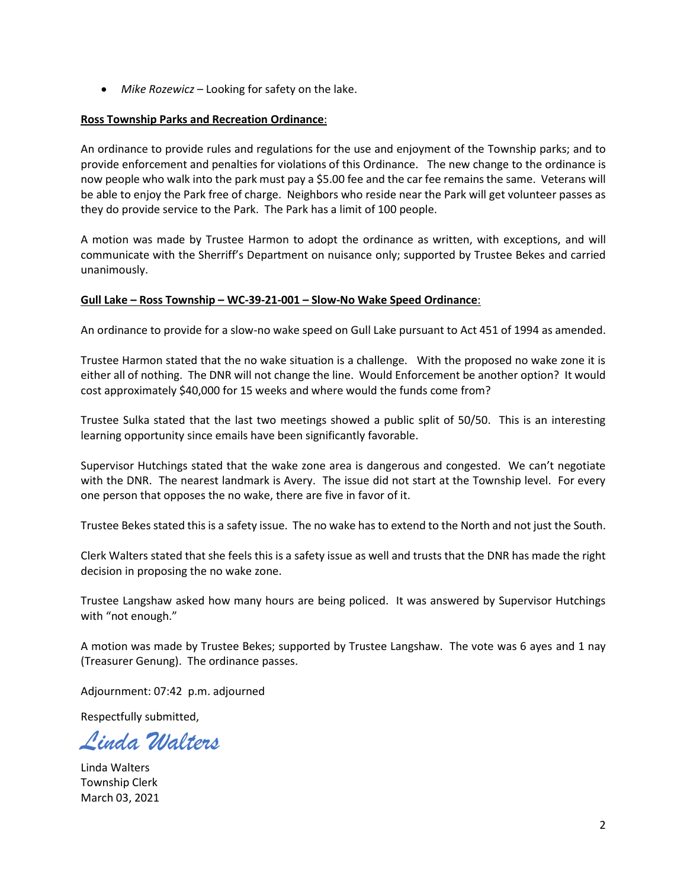- *Mike Rozewicz* – Looking for safety on the lake.

**Ross Township Parks and Recreation Ordinance**:

An ordinance to provide rules and regulations for the use and enjoyment of the Township parks; and to provide enforcement and penalties for violations of this Ordinance. The new change to the ordinance is now people who walk into the park must pay a $5.00 fee and the car fee remains the same. Veterans will be able to enjoy the Park free of charge. Neighbors who reside near the Park will get volunteer passes as they do provide service to the Park. The Park has a limit of 100 people.

A motion was made by Trustee Harmon to adopt the ordinance as written, with exceptions, and will communicate with the Sherriff's Department on nuisance only; supported by Trustee Bekes and carried unanimously.

**Gull Lake – Ross Township – WC-39-21-001 – Slow-No Wake Speed Ordinance**:

An ordinance to provide for a slow-no wake speed on Gull Lake pursuant to Act 451 of 1994 as amended.

Trustee Harmon stated that the no wake situation is a challenge. With the proposed no wake zone it is either all of nothing. The DNR will not change the line. Would Enforcement be another option? It would cost approximately $40,000 for 15 weeks and where would the funds come from?

Trustee Sulka stated that the last two meetings showed a public split of 50/50. This is an interesting learning opportunity since emails have been significantly favorable.

Supervisor Hutchings stated that the wake zone area is dangerous and congested. We can't negotiate with the DNR. The nearest landmark is Avery. The issue did not start at the Township level. For every one person that opposes the no wake, there are five in favor of it.

Trustee Bekes stated this is a safety issue. The no wake has to extend to the North and not just the South.

Clerk Walters stated that she feels this is a safety issue as well and trusts that the DNR has made the right decision in proposing the no wake zone.

Trustee Langshaw asked how many hours are being policed. It was answered by Supervisor Hutchings with "not enough."

A motion was made by Trustee Bekes; supported by Trustee Langshaw. The vote was 6 ayes and 1 nay (Treasurer Genung). The ordinance passes.

Adjournment: 07:42 p.m. adjourned

Respectfully submitted,

*Linda Walters*

Linda Walters
Township Clerk
March 03, 2021